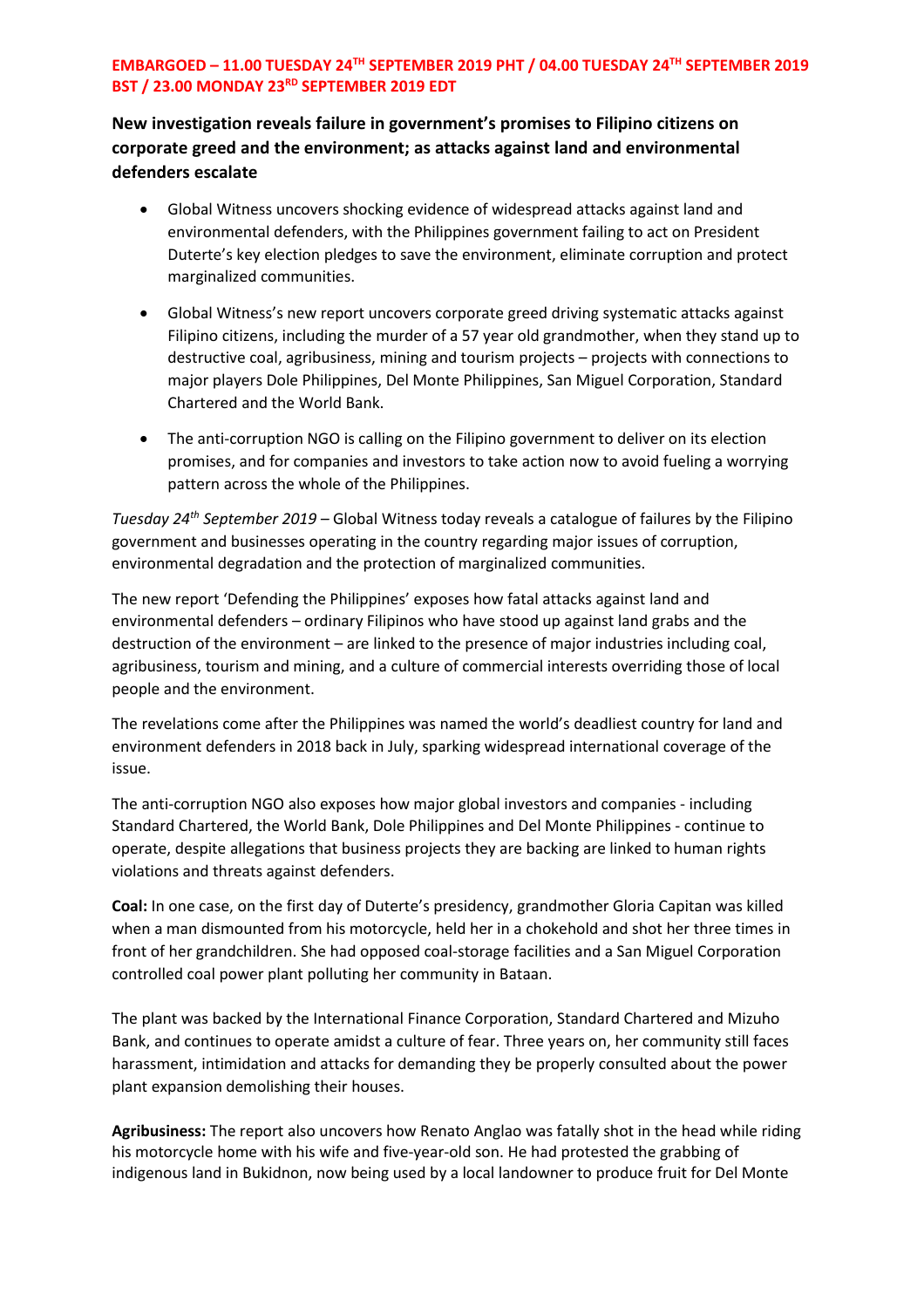**EMBARGOED – 11.00 TUESDAY 24TH SEPTEMBER 2019 PHT / 04.00 TUESDAY 24TH SEPTEMBER 2019 BST / 23.00 MONDAY 23RD SEPTEMBER 2019 EDT**

**New investigation reveals failure in government's promises to Filipino citizens on corporate greed and the environment; as attacks against land and environmental defenders escalate**

- Global Witness uncovers shocking evidence of widespread attacks against land and environmental defenders, with the Philippines government failing to act on President Duterte's key election pledges to save the environment, eliminate corruption and protect marginalized communities.

- Global Witness's new report uncovers corporate greed driving systematic attacks against Filipino citizens, including the murder of a 57 year old grandmother, when they stand up to destructive coal, agribusiness, mining and tourism projects – projects with connections to major players Dole Philippines, Del Monte Philippines, San Miguel Corporation, Standard Chartered and the World Bank.

- The anti-corruption NGO is calling on the Filipino government to deliver on its election promises, and for companies and investors to take action now to avoid fueling a worrying pattern across the whole of the Philippines.

*Tuesday 24th September 2019* – Global Witness today reveals a catalogue of failures by the Filipino government and businesses operating in the country regarding major issues of corruption, environmental degradation and the protection of marginalized communities.

The new report 'Defending the Philippines' exposes how fatal attacks against land and environmental defenders – ordinary Filipinos who have stood up against land grabs and the destruction of the environment – are linked to the presence of major industries including coal, agribusiness, tourism and mining, and a culture of commercial interests overriding those of local people and the environment.

The revelations come after the Philippines was named the world's deadliest country for land and environment defenders in 2018 back in July, sparking widespread international coverage of the issue.

The anti-corruption NGO also exposes how major global investors and companies - including Standard Chartered, the World Bank, Dole Philippines and Del Monte Philippines - continue to operate, despite allegations that business projects they are backing are linked to human rights violations and threats against defenders.

**Coal:** In one case, on the first day of Duterte's presidency, grandmother Gloria Capitan was killed when a man dismounted from his motorcycle, held her in a chokehold and shot her three times in front of her grandchildren. She had opposed coal-storage facilities and a San Miguel Corporation controlled coal power plant polluting her community in Bataan.

The plant was backed by the International Finance Corporation, Standard Chartered and Mizuho Bank, and continues to operate amidst a culture of fear. Three years on, her community still faces harassment, intimidation and attacks for demanding they be properly consulted about the power plant expansion demolishing their houses.

**Agribusiness:** The report also uncovers how Renato Anglao was fatally shot in the head while riding his motorcycle home with his wife and five-year-old son. He had protested the grabbing of indigenous land in Bukidnon, now being used by a local landowner to produce fruit for Del Monte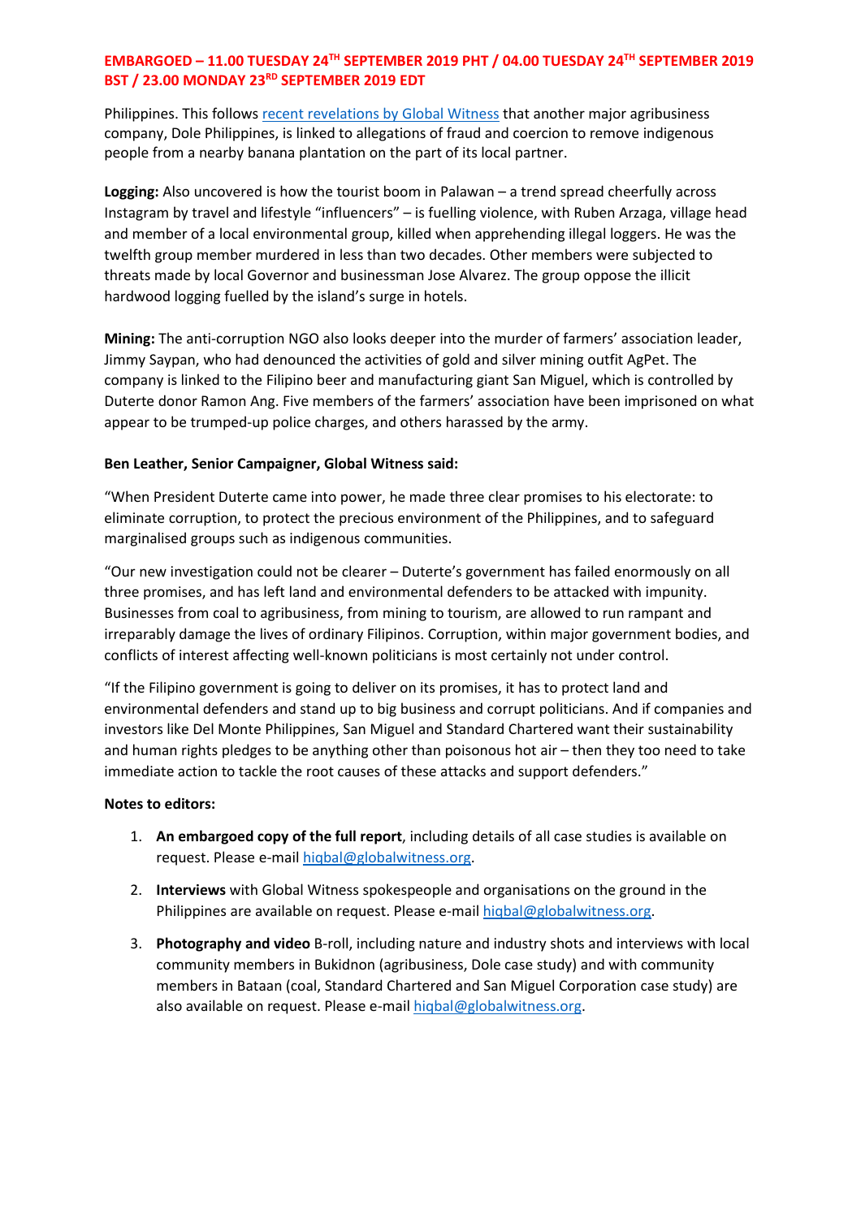**EMBARGOED – 11.00 TUESDAY 24TH SEPTEMBER 2019 PHT / 04.00 TUESDAY 24TH SEPTEMBER 2019 BST / 23.00 MONDAY 23RD SEPTEMBER 2019 EDT**

Philippines. This follows recent revelations by Global Witness that another major agribusiness company, Dole Philippines, is linked to allegations of fraud and coercion to remove indigenous people from a nearby banana plantation on the part of its local partner.

**Logging:** Also uncovered is how the tourist boom in Palawan – a trend spread cheerfully across Instagram by travel and lifestyle "influencers" – is fuelling violence, with Ruben Arzaga, village head and member of a local environmental group, killed when apprehending illegal loggers. He was the twelfth group member murdered in less than two decades. Other members were subjected to threats made by local Governor and businessman Jose Alvarez. The group oppose the illicit hardwood logging fuelled by the island's surge in hotels.

**Mining:** The anti-corruption NGO also looks deeper into the murder of farmers' association leader, Jimmy Saypan, who had denounced the activities of gold and silver mining outfit AgPet. The company is linked to the Filipino beer and manufacturing giant San Miguel, which is controlled by Duterte donor Ramon Ang. Five members of the farmers' association have been imprisoned on what appear to be trumped-up police charges, and others harassed by the army.

**Ben Leather, Senior Campaigner, Global Witness said:**

"When President Duterte came into power, he made three clear promises to his electorate: to eliminate corruption, to protect the precious environment of the Philippines, and to safeguard marginalised groups such as indigenous communities.

"Our new investigation could not be clearer – Duterte's government has failed enormously on all three promises, and has left land and environmental defenders to be attacked with impunity. Businesses from coal to agribusiness, from mining to tourism, are allowed to run rampant and irreparably damage the lives of ordinary Filipinos. Corruption, within major government bodies, and conflicts of interest affecting well-known politicians is most certainly not under control.

"If the Filipino government is going to deliver on its promises, it has to protect land and environmental defenders and stand up to big business and corrupt politicians. And if companies and investors like Del Monte Philippines, San Miguel and Standard Chartered want their sustainability and human rights pledges to be anything other than poisonous hot air – then they too need to take immediate action to tackle the root causes of these attacks and support defenders."

**Notes to editors:**

1. **An embargoed copy of the full report**, including details of all case studies is available on request. Please e-mail hiqbal@globalwitness.org.
2. **Interviews** with Global Witness spokespeople and organisations on the ground in the Philippines are available on request. Please e-mail hiqbal@globalwitness.org.
3. **Photography and video** B-roll, including nature and industry shots and interviews with local community members in Bukidnon (agribusiness, Dole case study) and with community members in Bataan (coal, Standard Chartered and San Miguel Corporation case study) are also available on request. Please e-mail hiqbal@globalwitness.org.